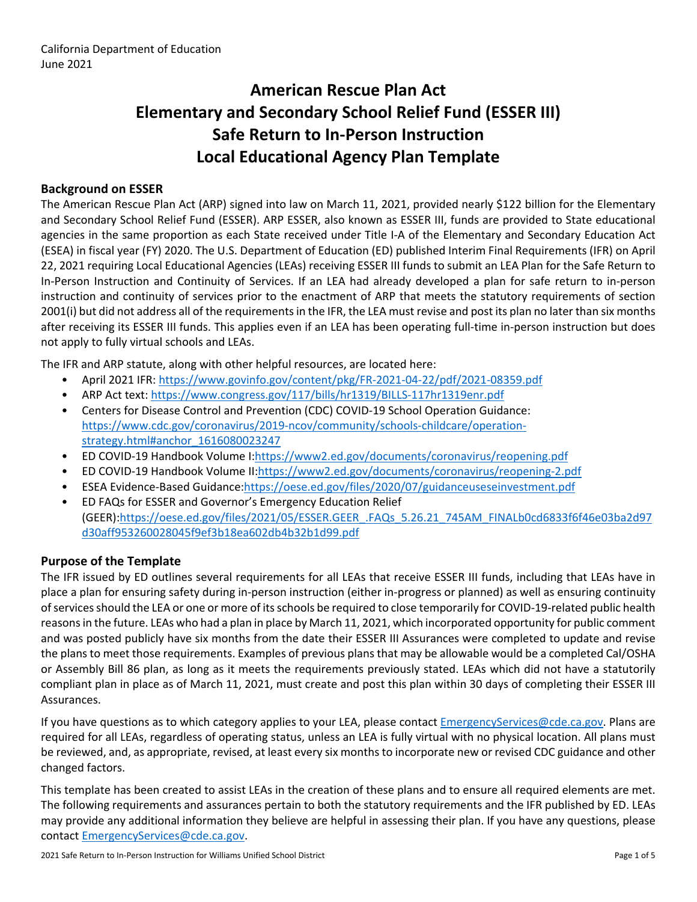California Department of Education
June 2021

# American Rescue Plan Act Elementary and Secondary School Relief Fund (ESSER III) Safe Return to In-Person Instruction Local Educational Agency Plan Template

## Background on ESSER

The American Rescue Plan Act (ARP) signed into law on March 11, 2021, provided nearly $122 billion for the Elementary and Secondary School Relief Fund (ESSER). ARP ESSER, also known as ESSER III, funds are provided to State educational agencies in the same proportion as each State received under Title I-A of the Elementary and Secondary Education Act (ESEA) in fiscal year (FY) 2020. The U.S. Department of Education (ED) published Interim Final Requirements (IFR) on April 22, 2021 requiring Local Educational Agencies (LEAs) receiving ESSER III funds to submit an LEA Plan for the Safe Return to In-Person Instruction and Continuity of Services. If an LEA had already developed a plan for safe return to in-person instruction and continuity of services prior to the enactment of ARP that meets the statutory requirements of section 2001(i) but did not address all of the requirements in the IFR, the LEA must revise and post its plan no later than six months after receiving its ESSER III funds. This applies even if an LEA has been operating full-time in-person instruction but does not apply to fully virtual schools and LEAs.

The IFR and ARP statute, along with other helpful resources, are located here:

- April 2021 IFR: https://www.govinfo.gov/content/pkg/FR-2021-04-22/pdf/2021-08359.pdf
- ARP Act text: https://www.congress.gov/117/bills/hr1319/BILLS-117hr1319enr.pdf
- Centers for Disease Control and Prevention (CDC) COVID-19 School Operation Guidance: https://www.cdc.gov/coronavirus/2019-ncov/community/schools-childcare/operation-strategy.html#anchor_1616080023247
- ED COVID-19 Handbook Volume I:https://www2.ed.gov/documents/coronavirus/reopening.pdf
- ED COVID-19 Handbook Volume II:https://www2.ed.gov/documents/coronavirus/reopening-2.pdf
- ESEA Evidence-Based Guidance:https://oese.ed.gov/files/2020/07/guidanceuseseinvestment.pdf
- ED FAQs for ESSER and Governor's Emergency Education Relief (GEER):https://oese.ed.gov/files/2021/05/ESSER.GEER_.FAQs_5.26.21_745AM_FINALb0cd6833f6f46e03ba2d97d30aff953260028045f9ef3b18ea602db4b32b1d99.pdf

## Purpose of the Template

The IFR issued by ED outlines several requirements for all LEAs that receive ESSER III funds, including that LEAs have in place a plan for ensuring safety during in-person instruction (either in-progress or planned) as well as ensuring continuity of services should the LEA or one or more of its schools be required to close temporarily for COVID-19-related public health reasons in the future. LEAs who had a plan in place by March 11, 2021, which incorporated opportunity for public comment and was posted publicly have six months from the date their ESSER III Assurances were completed to update and revise the plans to meet those requirements. Examples of previous plans that may be allowable would be a completed Cal/OSHA or Assembly Bill 86 plan, as long as it meets the requirements previously stated. LEAs which did not have a statutorily compliant plan in place as of March 11, 2021, must create and post this plan within 30 days of completing their ESSER III Assurances.

If you have questions as to which category applies to your LEA, please contact EmergencyServices@cde.ca.gov. Plans are required for all LEAs, regardless of operating status, unless an LEA is fully virtual with no physical location. All plans must be reviewed, and, as appropriate, revised, at least every six months to incorporate new or revised CDC guidance and other changed factors.

This template has been created to assist LEAs in the creation of these plans and to ensure all required elements are met. The following requirements and assurances pertain to both the statutory requirements and the IFR published by ED. LEAs may provide any additional information they believe are helpful in assessing their plan. If you have any questions, please contact EmergencyServices@cde.ca.gov.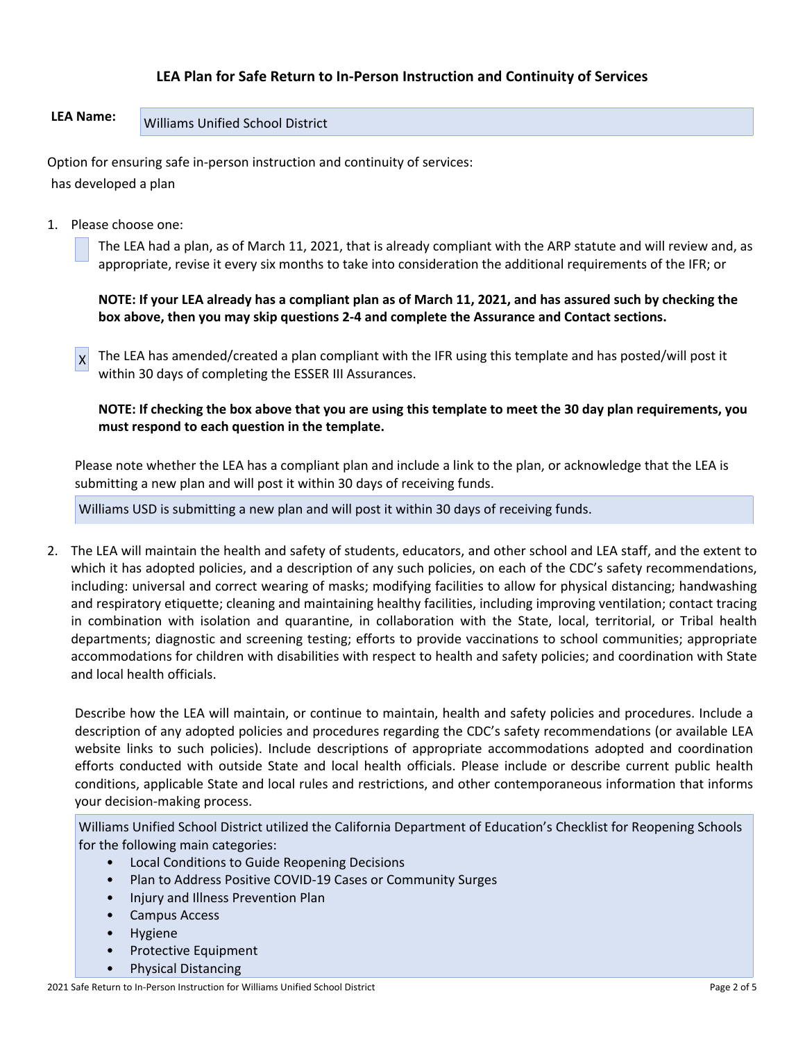## LEA Plan for Safe Return to In-Person Instruction and Continuity of Services

**LEA Name:** Williams Unified School District

Option for ensuring safe in-person instruction and continuity of services:

has developed a plan

1. Please choose one:

   [ ] The LEA had a plan, as of March 11, 2021, that is already compliant with the ARP statute and will review and, as appropriate, revise it every six months to take into consideration the additional requirements of the IFR; or

   **NOTE: If your LEA already has a compliant plan as of March 11, 2021, and has assured such by checking the box above, then you may skip questions 2-4 and complete the Assurance and Contact sections.**

   [X] The LEA has amended/created a plan compliant with the IFR using this template and has posted/will post it within 30 days of completing the ESSER III Assurances.

   **NOTE: If checking the box above that you are using this template to meet the 30 day plan requirements, you must respond to each question in the template.**

   Please note whether the LEA has a compliant plan and include a link to the plan, or acknowledge that the LEA is submitting a new plan and will post it within 30 days of receiving funds.

   Williams USD is submitting a new plan and will post it within 30 days of receiving funds.

2. The LEA will maintain the health and safety of students, educators, and other school and LEA staff, and the extent to which it has adopted policies, and a description of any such policies, on each of the CDC's safety recommendations, including: universal and correct wearing of masks; modifying facilities to allow for physical distancing; handwashing and respiratory etiquette; cleaning and maintaining healthy facilities, including improving ventilation; contact tracing in combination with isolation and quarantine, in collaboration with the State, local, territorial, or Tribal health departments; diagnostic and screening testing; efforts to provide vaccinations to school communities; appropriate accommodations for children with disabilities with respect to health and safety policies; and coordination with State and local health officials.

   Describe how the LEA will maintain, or continue to maintain, health and safety policies and procedures. Include a description of any adopted policies and procedures regarding the CDC's safety recommendations (or available LEA website links to such policies). Include descriptions of appropriate accommodations adopted and coordination efforts conducted with outside State and local health officials. Please include or describe current public health conditions, applicable State and local rules and restrictions, and other contemporaneous information that informs your decision-making process.

   Williams Unified School District utilized the California Department of Education's Checklist for Reopening Schools for the following main categories:

   - Local Conditions to Guide Reopening Decisions
   - Plan to Address Positive COVID-19 Cases or Community Surges
   - Injury and Illness Prevention Plan
   - Campus Access
   - Hygiene
   - Protective Equipment
   - Physical Distancing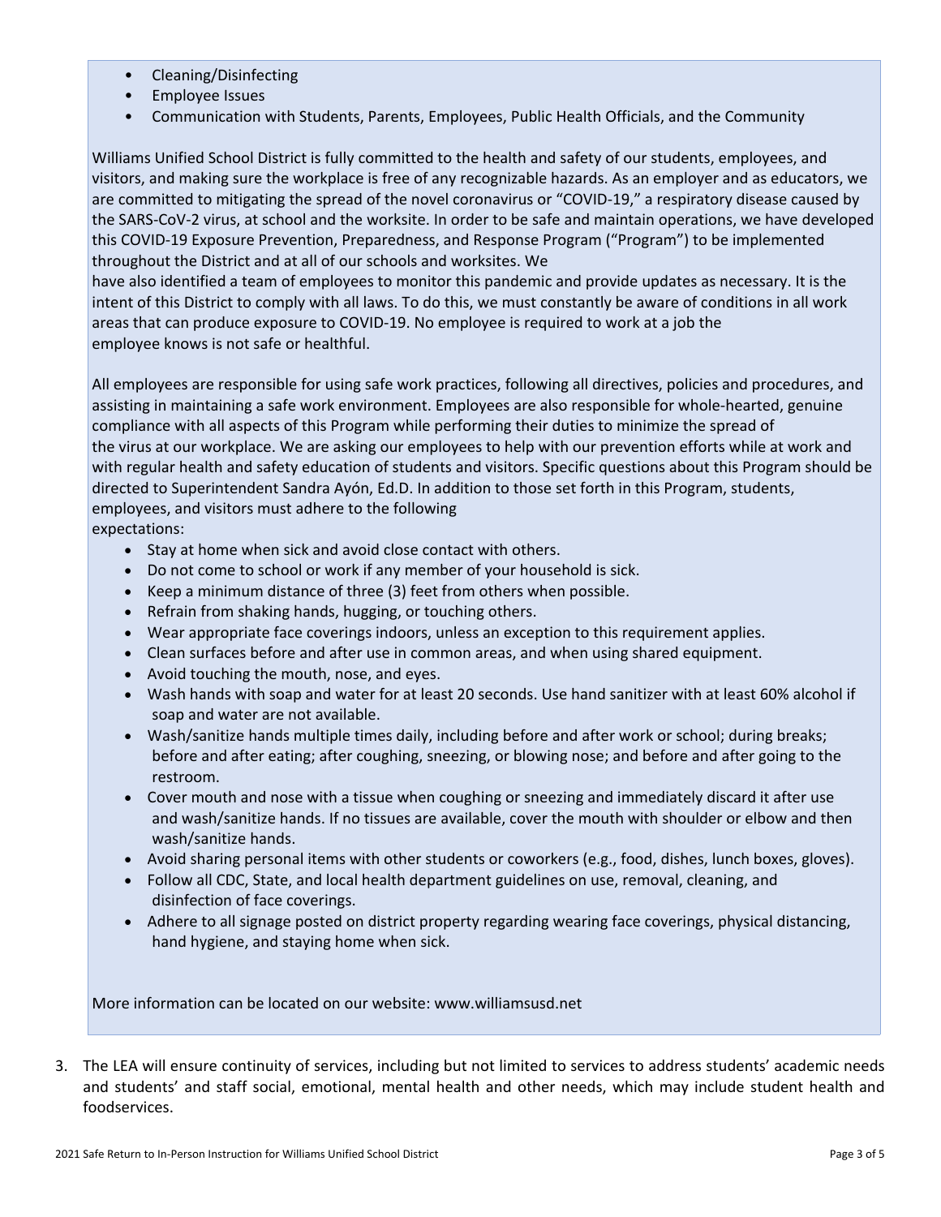- Cleaning/Disinfecting
- Employee Issues
- Communication with Students, Parents, Employees, Public Health Officials, and the Community

Williams Unified School District is fully committed to the health and safety of our students, employees, and visitors, and making sure the workplace is free of any recognizable hazards. As an employer and as educators, we are committed to mitigating the spread of the novel coronavirus or "COVID-19," a respiratory disease caused by the SARS-CoV-2 virus, at school and the worksite. In order to be safe and maintain operations, we have developed this COVID-19 Exposure Prevention, Preparedness, and Response Program ("Program") to be implemented throughout the District and at all of our schools and worksites. We have also identified a team of employees to monitor this pandemic and provide updates as necessary. It is the intent of this District to comply with all laws. To do this, we must constantly be aware of conditions in all work areas that can produce exposure to COVID-19. No employee is required to work at a job the employee knows is not safe or healthful.

All employees are responsible for using safe work practices, following all directives, policies and procedures, and assisting in maintaining a safe work environment. Employees are also responsible for whole-hearted, genuine compliance with all aspects of this Program while performing their duties to minimize the spread of the virus at our workplace. We are asking our employees to help with our prevention efforts while at work and with regular health and safety education of students and visitors. Specific questions about this Program should be directed to Superintendent Sandra Ayón, Ed.D. In addition to those set forth in this Program, students, employees, and visitors must adhere to the following expectations:

- Stay at home when sick and avoid close contact with others.
- Do not come to school or work if any member of your household is sick.
- Keep a minimum distance of three (3) feet from others when possible.
- Refrain from shaking hands, hugging, or touching others.
- Wear appropriate face coverings indoors, unless an exception to this requirement applies.
- Clean surfaces before and after use in common areas, and when using shared equipment.
- Avoid touching the mouth, nose, and eyes.
- Wash hands with soap and water for at least 20 seconds. Use hand sanitizer with at least 60% alcohol if soap and water are not available.
- Wash/sanitize hands multiple times daily, including before and after work or school; during breaks; before and after eating; after coughing, sneezing, or blowing nose; and before and after going to the restroom.
- Cover mouth and nose with a tissue when coughing or sneezing and immediately discard it after use and wash/sanitize hands. If no tissues are available, cover the mouth with shoulder or elbow and then wash/sanitize hands.
- Avoid sharing personal items with other students or coworkers (e.g., food, dishes, lunch boxes, gloves).
- Follow all CDC, State, and local health department guidelines on use, removal, cleaning, and disinfection of face coverings.
- Adhere to all signage posted on district property regarding wearing face coverings, physical distancing, hand hygiene, and staying home when sick.

More information can be located on our website: www.williamsusd.net

3. The LEA will ensure continuity of services, including but not limited to services to address students' academic needs and students' and staff social, emotional, mental health and other needs, which may include student health and foodservices.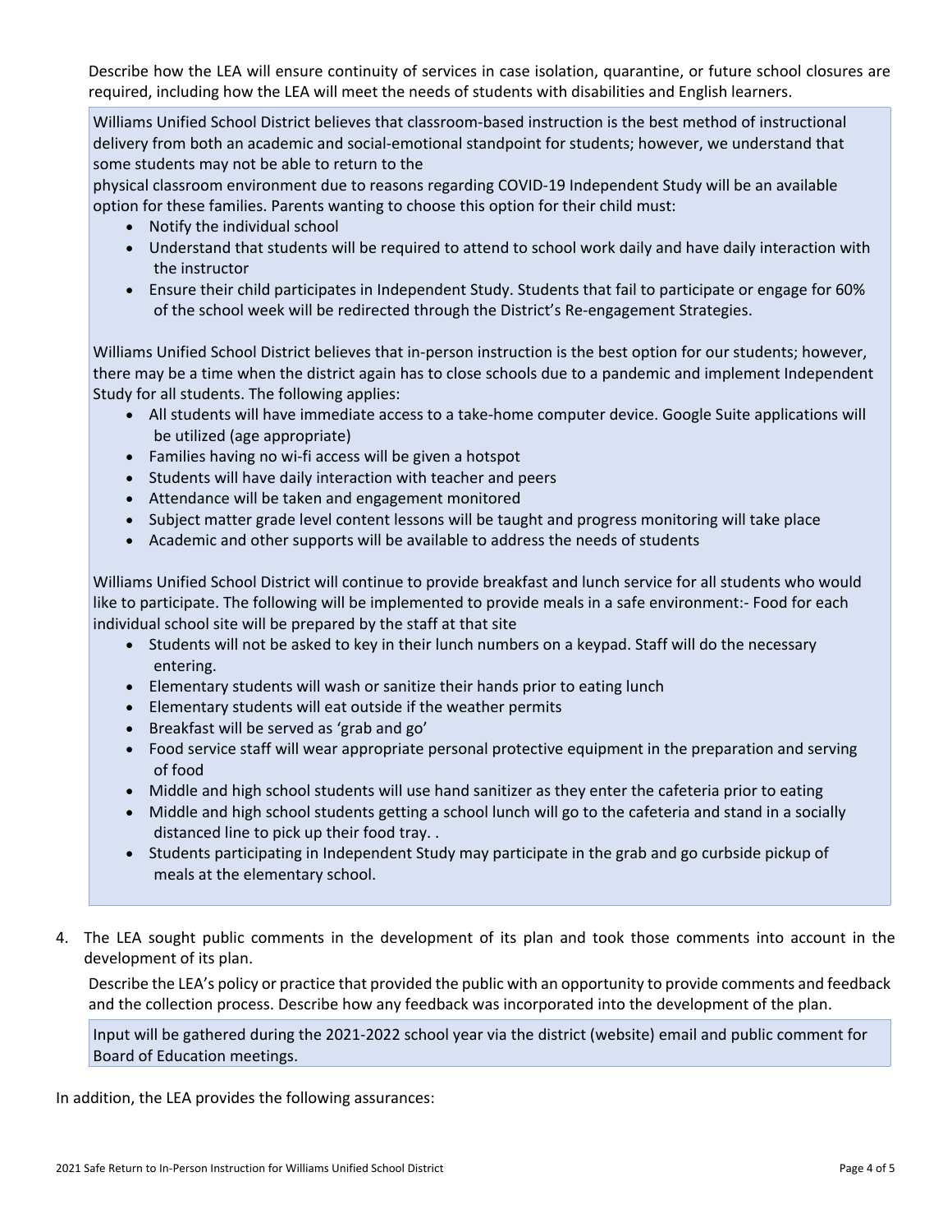Describe how the LEA will ensure continuity of services in case isolation, quarantine, or future school closures are required, including how the LEA will meet the needs of students with disabilities and English learners.

Williams Unified School District believes that classroom-based instruction is the best method of instructional delivery from both an academic and social-emotional standpoint for students; however, we understand that some students may not be able to return to the physical classroom environment due to reasons regarding COVID-19 Independent Study will be an available option for these families. Parents wanting to choose this option for their child must:

- Notify the individual school
- Understand that students will be required to attend to school work daily and have daily interaction with the instructor
- Ensure their child participates in Independent Study. Students that fail to participate or engage for 60% of the school week will be redirected through the District's Re-engagement Strategies.

Williams Unified School District believes that in-person instruction is the best option for our students; however, there may be a time when the district again has to close schools due to a pandemic and implement Independent Study for all students. The following applies:

- All students will have immediate access to a take-home computer device. Google Suite applications will be utilized (age appropriate)
- Families having no wi-fi access will be given a hotspot
- Students will have daily interaction with teacher and peers
- Attendance will be taken and engagement monitored
- Subject matter grade level content lessons will be taught and progress monitoring will take place
- Academic and other supports will be available to address the needs of students

Williams Unified School District will continue to provide breakfast and lunch service for all students who would like to participate. The following will be implemented to provide meals in a safe environment:- Food for each individual school site will be prepared by the staff at that site

- Students will not be asked to key in their lunch numbers on a keypad. Staff will do the necessary entering.
- Elementary students will wash or sanitize their hands prior to eating lunch
- Elementary students will eat outside if the weather permits
- Breakfast will be served as 'grab and go'
- Food service staff will wear appropriate personal protective equipment in the preparation and serving of food
- Middle and high school students will use hand sanitizer as they enter the cafeteria prior to eating
- Middle and high school students getting a school lunch will go to the cafeteria and stand in a socially distanced line to pick up their food tray. .
- Students participating in Independent Study may participate in the grab and go curbside pickup of meals at the elementary school.

4. The LEA sought public comments in the development of its plan and took those comments into account in the development of its plan.

Describe the LEA's policy or practice that provided the public with an opportunity to provide comments and feedback and the collection process. Describe how any feedback was incorporated into the development of the plan.

Input will be gathered during the 2021-2022 school year via the district (website) email and public comment for Board of Education meetings.

In addition, the LEA provides the following assurances: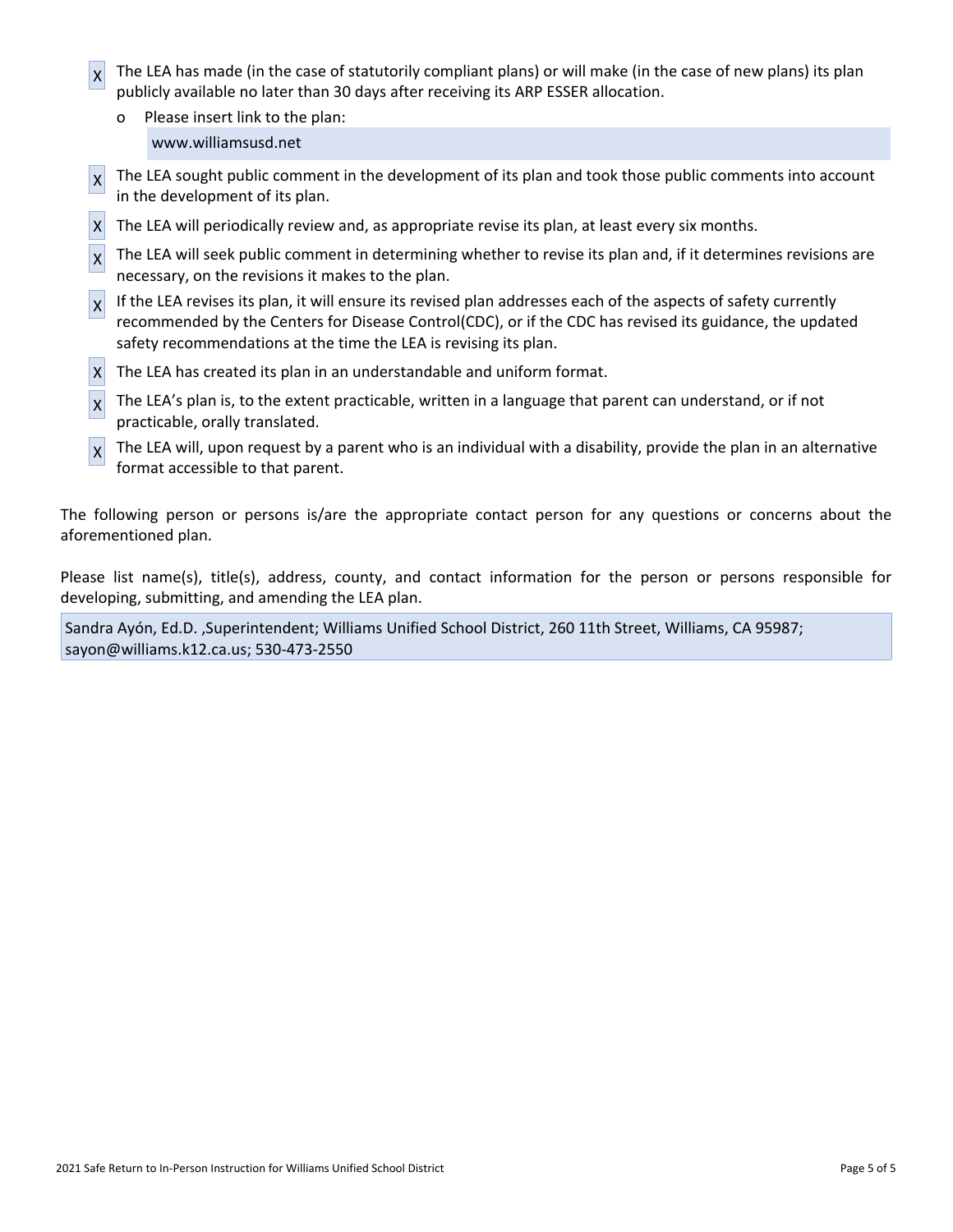- [x] The LEA has made (in the case of statutorily compliant plans) or will make (in the case of new plans) its plan publicly available no later than 30 days after receiving its ARP ESSER allocation.
    - Please insert link to the plan:

      www.williamsusd.net

- [x] The LEA sought public comment in the development of its plan and took those public comments into account in the development of its plan.
- [x] The LEA will periodically review and, as appropriate revise its plan, at least every six months.
- [x] The LEA will seek public comment in determining whether to revise its plan and, if it determines revisions are necessary, on the revisions it makes to the plan.
- [x] If the LEA revises its plan, it will ensure its revised plan addresses each of the aspects of safety currently recommended by the Centers for Disease Control(CDC), or if the CDC has revised its guidance, the updated safety recommendations at the time the LEA is revising its plan.
- [x] The LEA has created its plan in an understandable and uniform format.
- [x] The LEA's plan is, to the extent practicable, written in a language that parent can understand, or if not practicable, orally translated.
- [x] The LEA will, upon request by a parent who is an individual with a disability, provide the plan in an alternative format accessible to that parent.

The following person or persons is/are the appropriate contact person for any questions or concerns about the aforementioned plan.

Please list name(s), title(s), address, county, and contact information for the person or persons responsible for developing, submitting, and amending the LEA plan.

Sandra Ayón, Ed.D. ,Superintendent; Williams Unified School District, 260 11th Street, Williams, CA 95987; sayon@williams.k12.ca.us; 530-473-2550